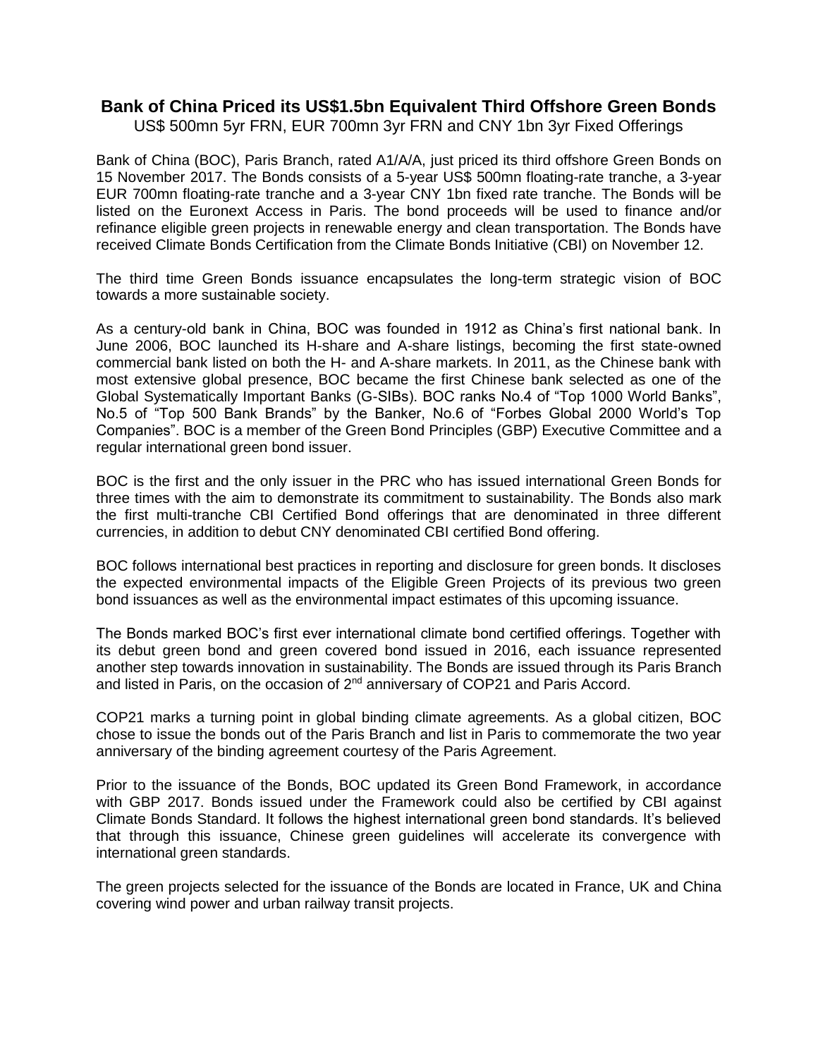# Bank of China Priced its US$1.5bn Equivalent Third Offshore Green Bonds

US$ 500mn 5yr FRN, EUR 700mn 3yr FRN and CNY 1bn 3yr Fixed Offerings

Bank of China (BOC), Paris Branch, rated A1/A/A, just priced its third offshore Green Bonds on 15 November 2017. The Bonds consists of a 5-year US$ 500mn floating-rate tranche, a 3-year EUR 700mn floating-rate tranche and a 3-year CNY 1bn fixed rate tranche. The Bonds will be listed on the Euronext Access in Paris. The bond proceeds will be used to finance and/or refinance eligible green projects in renewable energy and clean transportation. The Bonds have received Climate Bonds Certification from the Climate Bonds Initiative (CBI) on November 12.

The third time Green Bonds issuance encapsulates the long-term strategic vision of BOC towards a more sustainable society.

As a century-old bank in China, BOC was founded in 1912 as China's first national bank. In June 2006, BOC launched its H-share and A-share listings, becoming the first state-owned commercial bank listed on both the H- and A-share markets. In 2011, as the Chinese bank with most extensive global presence, BOC became the first Chinese bank selected as one of the Global Systematically Important Banks (G-SIBs). BOC ranks No.4 of "Top 1000 World Banks", No.5 of "Top 500 Bank Brands" by the Banker, No.6 of "Forbes Global 2000 World's Top Companies". BOC is a member of the Green Bond Principles (GBP) Executive Committee and a regular international green bond issuer.

BOC is the first and the only issuer in the PRC who has issued international Green Bonds for three times with the aim to demonstrate its commitment to sustainability. The Bonds also mark the first multi-tranche CBI Certified Bond offerings that are denominated in three different currencies, in addition to debut CNY denominated CBI certified Bond offering.

BOC follows international best practices in reporting and disclosure for green bonds. It discloses the expected environmental impacts of the Eligible Green Projects of its previous two green bond issuances as well as the environmental impact estimates of this upcoming issuance.

The Bonds marked BOC's first ever international climate bond certified offerings. Together with its debut green bond and green covered bond issued in 2016, each issuance represented another step towards innovation in sustainability. The Bonds are issued through its Paris Branch and listed in Paris, on the occasion of 2nd anniversary of COP21 and Paris Accord.

COP21 marks a turning point in global binding climate agreements. As a global citizen, BOC chose to issue the bonds out of the Paris Branch and list in Paris to commemorate the two year anniversary of the binding agreement courtesy of the Paris Agreement.

Prior to the issuance of the Bonds, BOC updated its Green Bond Framework, in accordance with GBP 2017. Bonds issued under the Framework could also be certified by CBI against Climate Bonds Standard. It follows the highest international green bond standards. It's believed that through this issuance, Chinese green guidelines will accelerate its convergence with international green standards.

The green projects selected for the issuance of the Bonds are located in France, UK and China covering wind power and urban railway transit projects.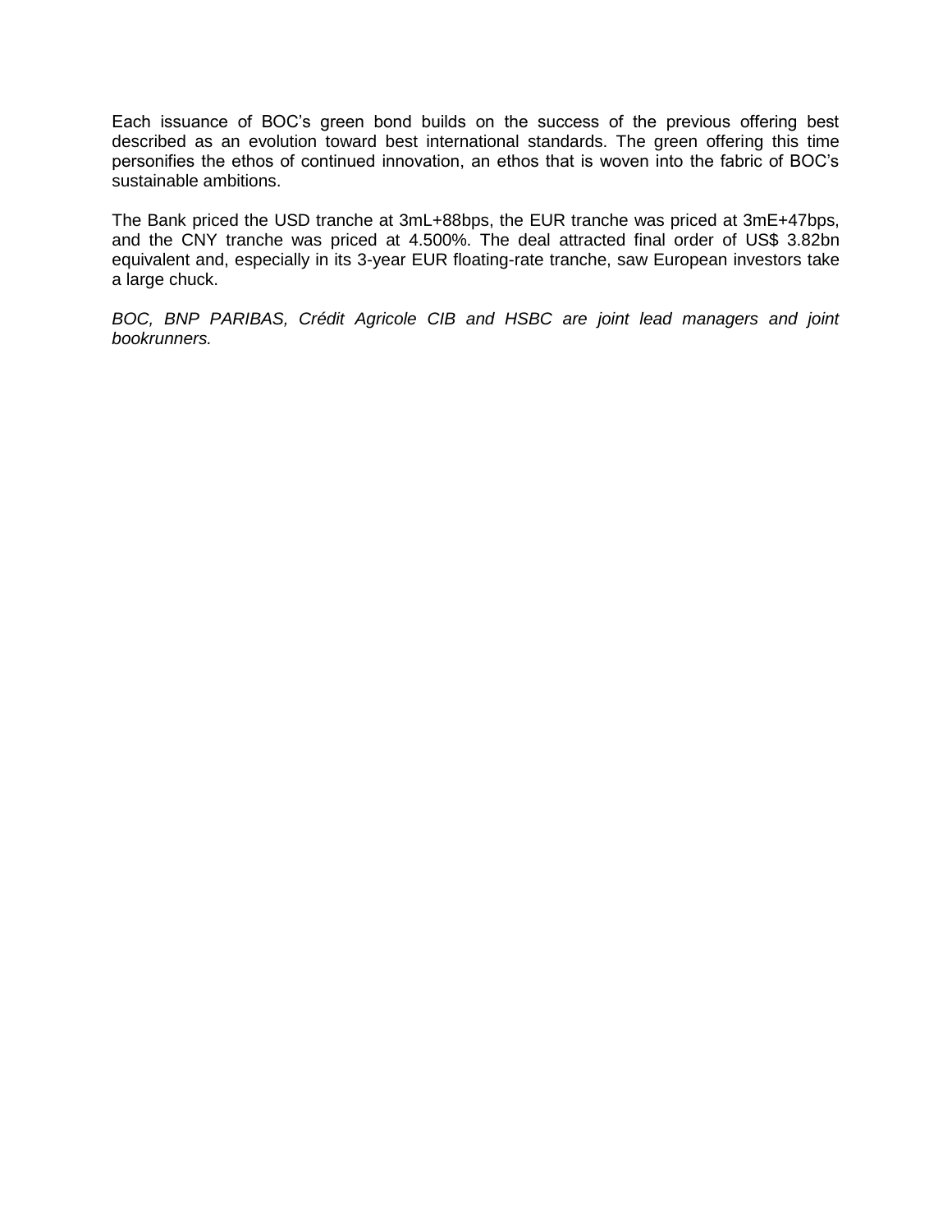Each issuance of BOC's green bond builds on the success of the previous offering best described as an evolution toward best international standards. The green offering this time personifies the ethos of continued innovation, an ethos that is woven into the fabric of BOC's sustainable ambitions.

The Bank priced the USD tranche at 3mL+88bps, the EUR tranche was priced at 3mE+47bps, and the CNY tranche was priced at 4.500%. The deal attracted final order of US$ 3.82bn equivalent and, especially in its 3-year EUR floating-rate tranche, saw European investors take a large chuck.

*BOC, BNP PARIBAS, Crédit Agricole CIB and HSBC are joint lead managers and joint bookrunners.*